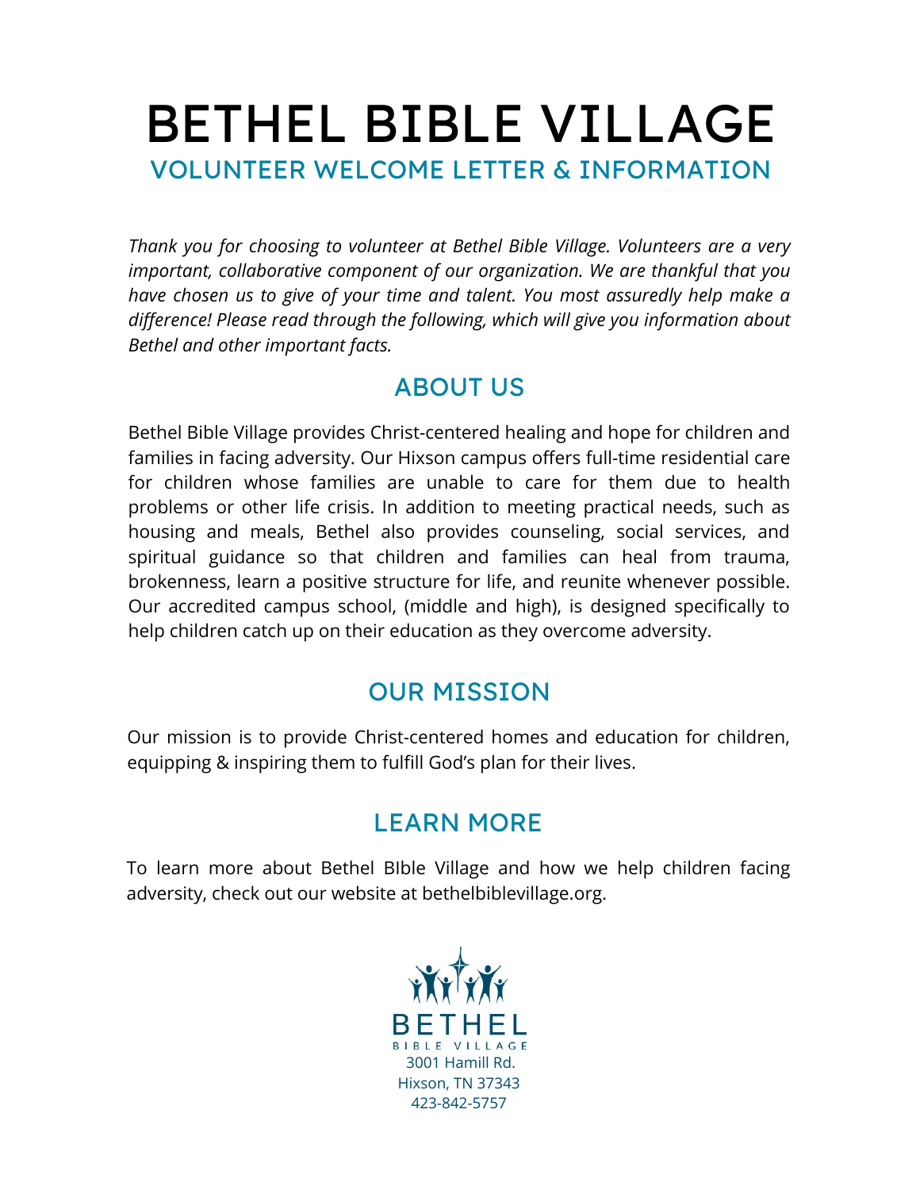# BETHEL BIBLE VILLAGE

## VOLUNTEER WELCOME LETTER & INFORMATION

*Thank you for choosing to volunteer at Bethel Bible Village. Volunteers are a very important, collaborative component of our organization. We are thankful that you have chosen us to give of your time and talent. You most assuredly help make a difference! Please read through the following, which will give you information about Bethel and other important facts.*

## ABOUT US

Bethel Bible Village provides Christ-centered healing and hope for children and families in facing adversity. Our Hixson campus offers full-time residential care for children whose families are unable to care for them due to health problems or other life crisis. In addition to meeting practical needs, such as housing and meals, Bethel also provides counseling, social services, and spiritual guidance so that children and families can heal from trauma, brokenness, learn a positive structure for life, and reunite whenever possible. Our accredited campus school, (middle and high), is designed specifically to help children catch up on their education as they overcome adversity.

## OUR MISSION

Our mission is to provide Christ-centered homes and education for children, equipping & inspiring them to fulfill God's plan for their lives.

## LEARN MORE

To learn more about Bethel BIble Village and how we help children facing adversity, check out our website at bethelbiblevillage.org.

BETHEL
BIBLE VILLAGE
3001 Hamill Rd.
Hixson, TN 37343
423-842-5757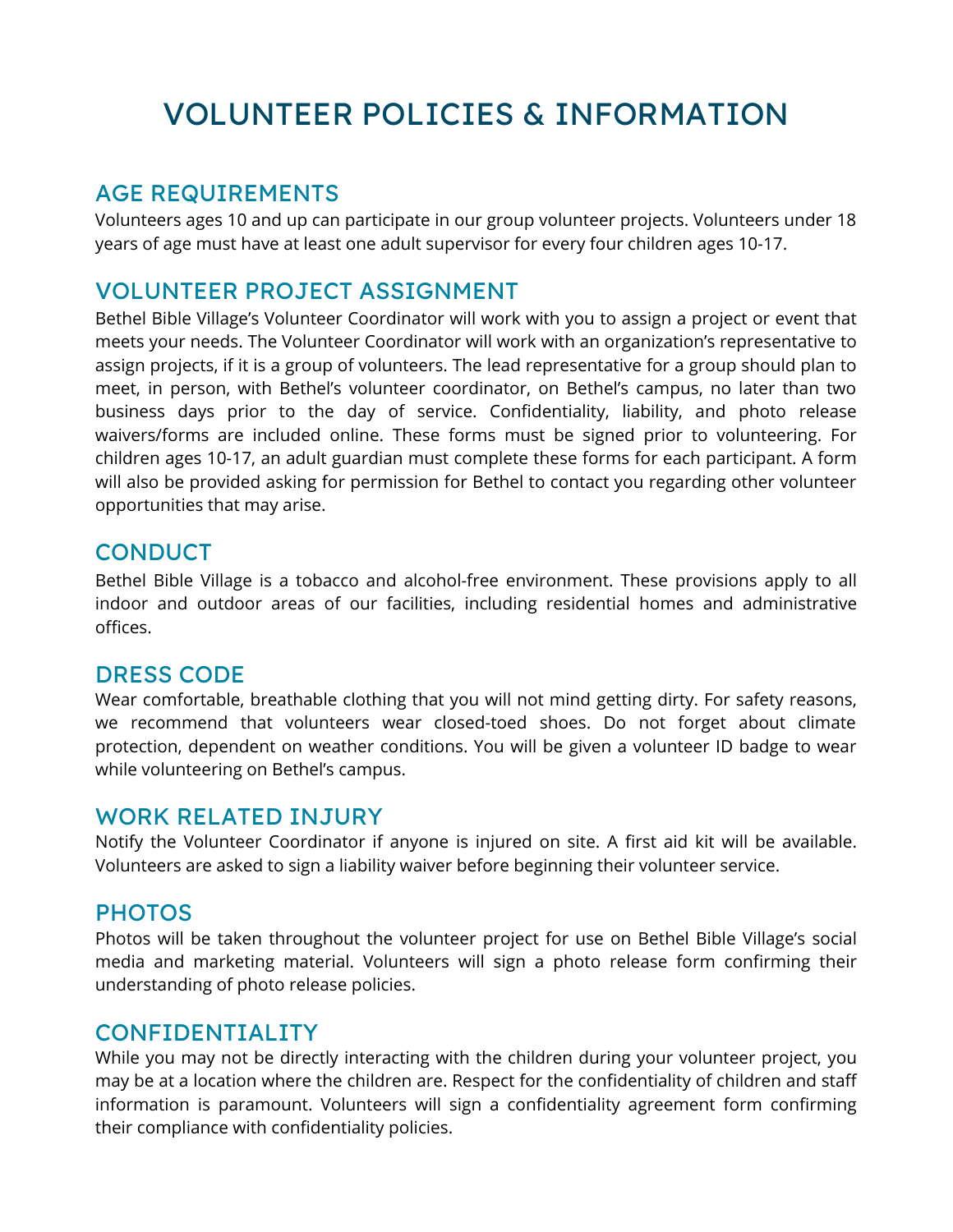# VOLUNTEER POLICIES & INFORMATION

## AGE REQUIREMENTS

Volunteers ages 10 and up can participate in our group volunteer projects. Volunteers under 18 years of age must have at least one adult supervisor for every four children ages 10-17.

## VOLUNTEER PROJECT ASSIGNMENT

Bethel Bible Village's Volunteer Coordinator will work with you to assign a project or event that meets your needs. The Volunteer Coordinator will work with an organization's representative to assign projects, if it is a group of volunteers. The lead representative for a group should plan to meet, in person, with Bethel's volunteer coordinator, on Bethel's campus, no later than two business days prior to the day of service. Confidentiality, liability, and photo release waivers/forms are included online. These forms must be signed prior to volunteering. For children ages 10-17, an adult guardian must complete these forms for each participant. A form will also be provided asking for permission for Bethel to contact you regarding other volunteer opportunities that may arise.

## CONDUCT

Bethel Bible Village is a tobacco and alcohol-free environment. These provisions apply to all indoor and outdoor areas of our facilities, including residential homes and administrative offices.

## DRESS CODE

Wear comfortable, breathable clothing that you will not mind getting dirty. For safety reasons, we recommend that volunteers wear closed-toed shoes. Do not forget about climate protection, dependent on weather conditions. You will be given a volunteer ID badge to wear while volunteering on Bethel's campus.

## WORK RELATED INJURY

Notify the Volunteer Coordinator if anyone is injured on site. A first aid kit will be available. Volunteers are asked to sign a liability waiver before beginning their volunteer service.

## PHOTOS

Photos will be taken throughout the volunteer project for use on Bethel Bible Village's social media and marketing material. Volunteers will sign a photo release form confirming their understanding of photo release policies.

## CONFIDENTIALITY

While you may not be directly interacting with the children during your volunteer project, you may be at a location where the children are. Respect for the confidentiality of children and staff information is paramount. Volunteers will sign a confidentiality agreement form confirming their compliance with confidentiality policies.